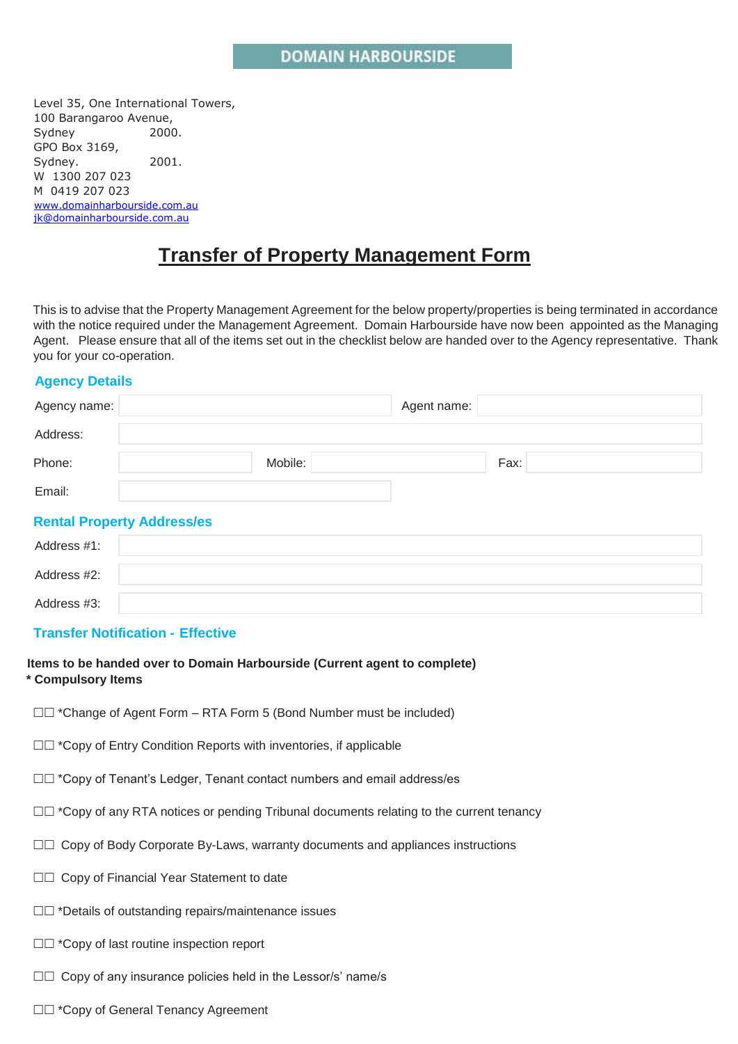**DOMAIN HARBOURSIDE**

Level 35, One International Towers,
100 Barangaroo Avenue,
Sydney 2000.
GPO Box 3169,
Sydney. 2001.
W 1300 207 023
M 0419 207 023
www.domainharbourside.com.au
jk@domainharbourside.com.au

# Transfer of Property Management Form

This is to advise that the Property Management Agreement for the below property/properties is being terminated in accordance with the notice required under the Management Agreement. Domain Harbourside have now been appointed as the Managing Agent. Please ensure that all of the items set out in the checklist below are handed over to the Agency representative. Thank you for your co-operation.

## Agency Details

| | | | | | |
|---|---|---|---|---|---|
| Agency name: | | | Agent name: | | |
| Address: | | | | | |
| Phone: | | Mobile: | | Fax: | |
| Email: | | | | | |

## Rental Property Address/es

| | |
|---|---|
| Address #1: | |
| Address #2: | |
| Address #3: | |

## Transfer Notification - Effective

**Items to be handed over to Domain Harbourside (Current agent to complete)**
*** Compulsory Items**

☐☐ *Change of Agent Form – RTA Form 5 (Bond Number must be included)

☐☐ *Copy of Entry Condition Reports with inventories, if applicable

☐☐ *Copy of Tenant's Ledger, Tenant contact numbers and email address/es

☐☐ *Copy of any RTA notices or pending Tribunal documents relating to the current tenancy

☐☐ Copy of Body Corporate By-Laws, warranty documents and appliances instructions

☐☐ Copy of Financial Year Statement to date

☐☐ *Details of outstanding repairs/maintenance issues

☐☐ *Copy of last routine inspection report

☐☐ Copy of any insurance policies held in the Lessor/s' name/s

☐☐ *Copy of General Tenancy Agreement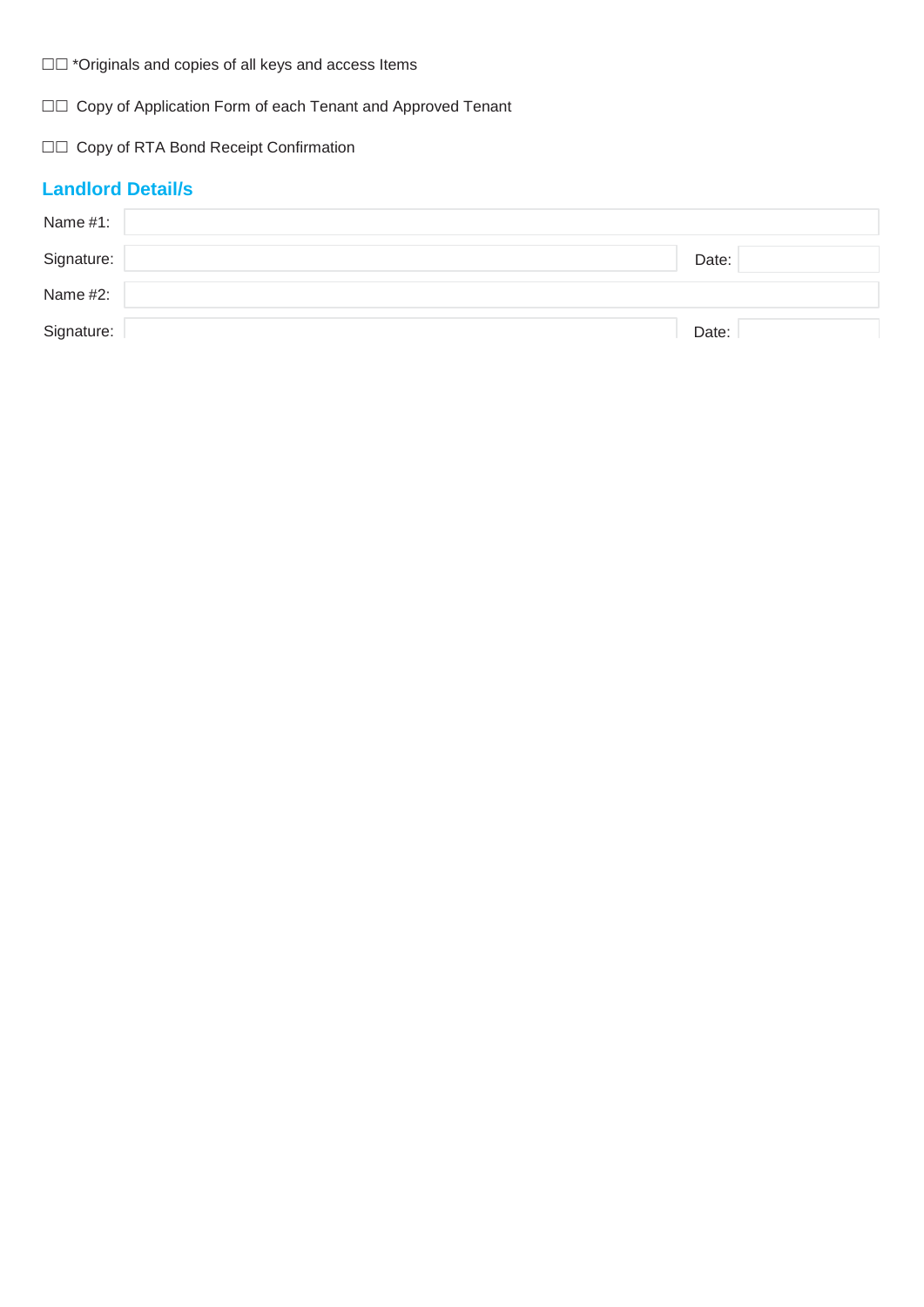☐☐ *Originals and copies of all keys and access Items

☐☐ Copy of Application Form of each Tenant and Approved Tenant

☐☐ Copy of RTA Bond Receipt Confirmation

## Landlord Detail/s

| | | | |
|---|---|---|---|
| Name #1: | | | |
| Signature: | | Date: | |
| Name #2: | | | |
| Signature: | | Date: | |